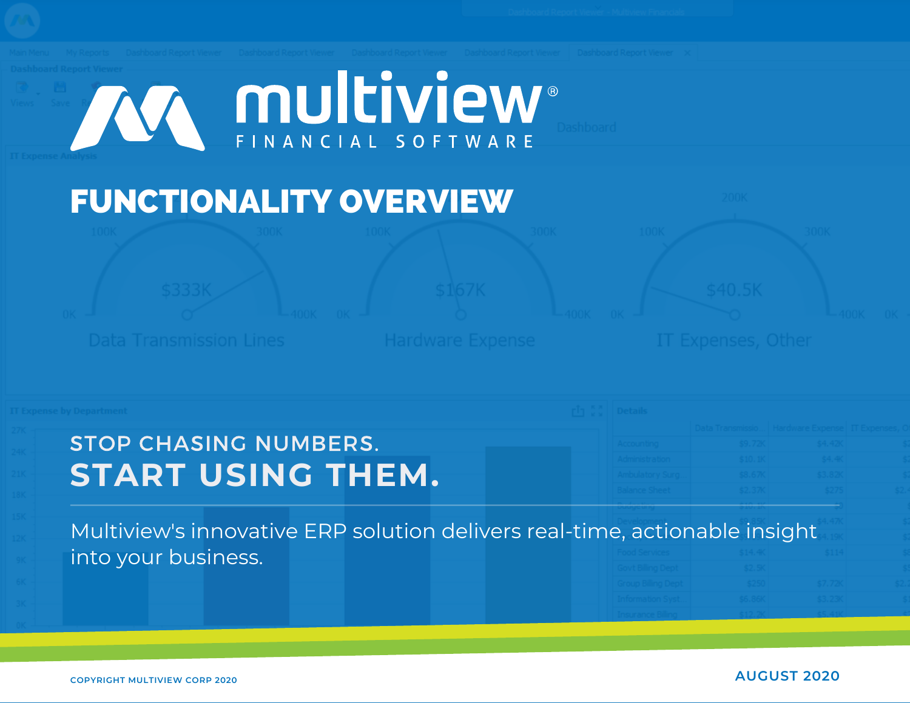# multiview®

FINANCIAL SOFTWARE

# FUNCTIONALITY OVERVIEW

## STOP CHASING NUMBERS.
## START USING THEM.

Multiview's innovative ERP solution delivers real-time, actionable insight into your business.

COPYRIGHT MULTIVIEW CORP 2020

AUGUST 2020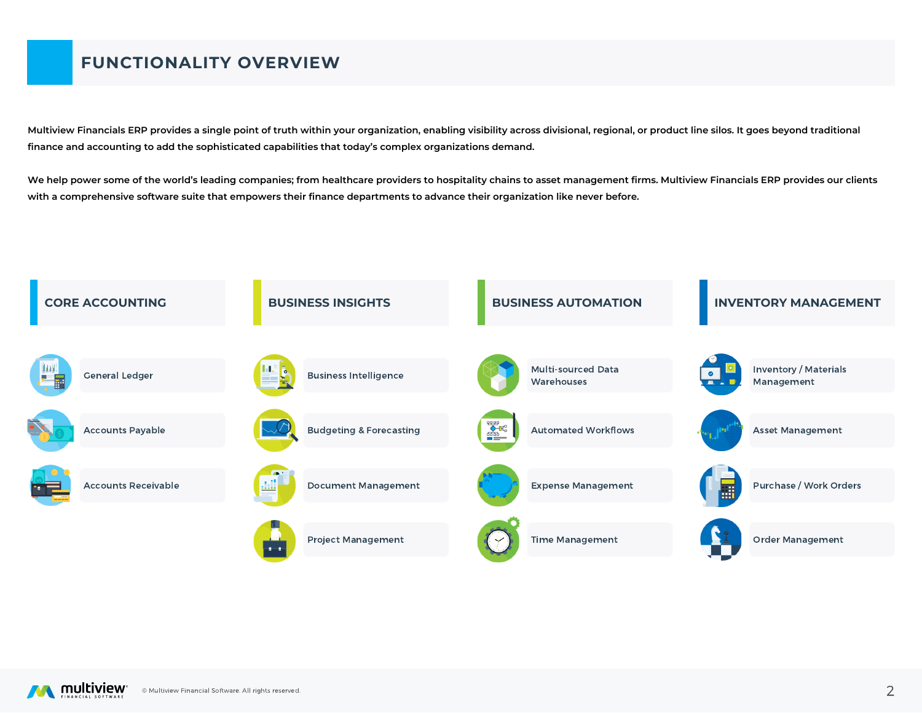# FUNCTIONALITY OVERVIEW

Multiview Financials ERP provides a single point of truth within your organization, enabling visibility across divisional, regional, or product line silos. It goes beyond traditional finance and accounting to add the sophisticated capabilities that today's complex organizations demand.

We help power some of the world's leading companies; from healthcare providers to hospitality chains to asset management firms. Multiview Financials ERP provides our clients with a comprehensive software suite that empowers their finance departments to advance their organization like never before.

## CORE ACCOUNTING

- General Ledger
- Accounts Payable
- Accounts Receivable

## BUSINESS INSIGHTS

- Business Intelligence
- Budgeting & Forecasting
- Document Management
- Project Management

## BUSINESS AUTOMATION

- Multi-sourced Data Warehouses
- Automated Workflows
- Expense Management
- Time Management

## INVENTORY MANAGEMENT

- Inventory / Materials Management
- Asset Management
- Purchase / Work Orders
- Order Management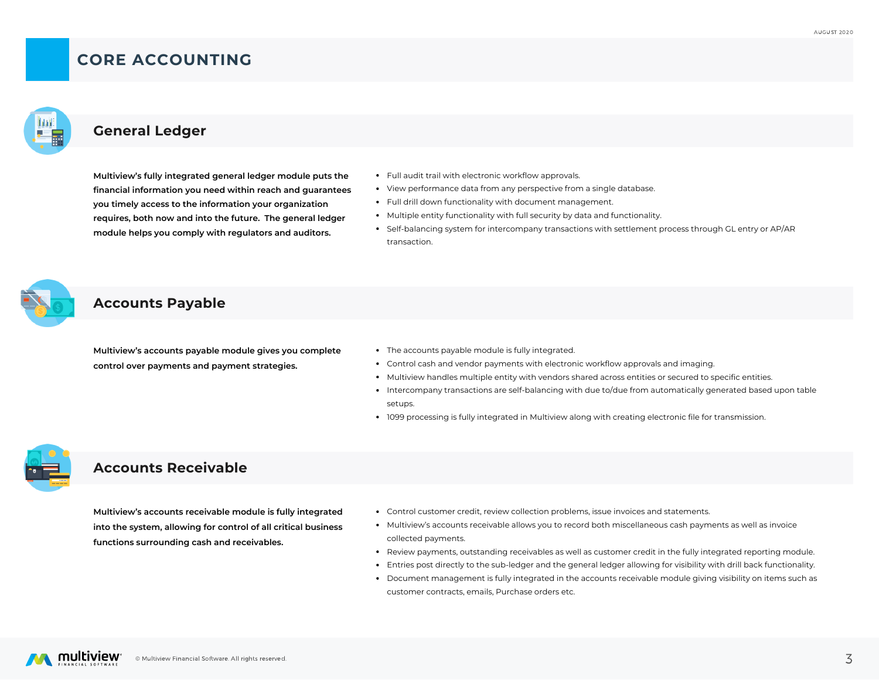# CORE ACCOUNTING

## General Ledger

**Multiview's fully integrated general ledger module puts the financial information you need within reach and guarantees you timely access to the information your organization requires, both now and into the future.  The general ledger module helps you comply with regulators and auditors.**

- Full audit trail with electronic workflow approvals.
- View performance data from any perspective from a single database.
- Full drill down functionality with document management.
- Multiple entity functionality with full security by data and functionality.
- Self-balancing system for intercompany transactions with settlement process through GL entry or AP/AR transaction.

## Accounts Payable

**Multiview's accounts payable module gives you complete control over payments and payment strategies.**

- The accounts payable module is fully integrated.
- Control cash and vendor payments with electronic workflow approvals and imaging.
- Multiview handles multiple entity with vendors shared across entities or secured to specific entities.
- Intercompany transactions are self-balancing with due to/due from automatically generated based upon table setups.
- 1099 processing is fully integrated in Multiview along with creating electronic file for transmission.

## Accounts Receivable

**Multiview's accounts receivable module is fully integrated into the system, allowing for control of all critical business functions surrounding cash and receivables.**

- Control customer credit, review collection problems, issue invoices and statements.
- Multiview's accounts receivable allows you to record both miscellaneous cash payments as well as invoice collected payments.
- Review payments, outstanding receivables as well as customer credit in the fully integrated reporting module.
- Entries post directly to the sub-ledger and the general ledger allowing for visibility with drill back functionality.
- Document management is fully integrated in the accounts receivable module giving visibility on items such as customer contracts, emails, Purchase orders etc.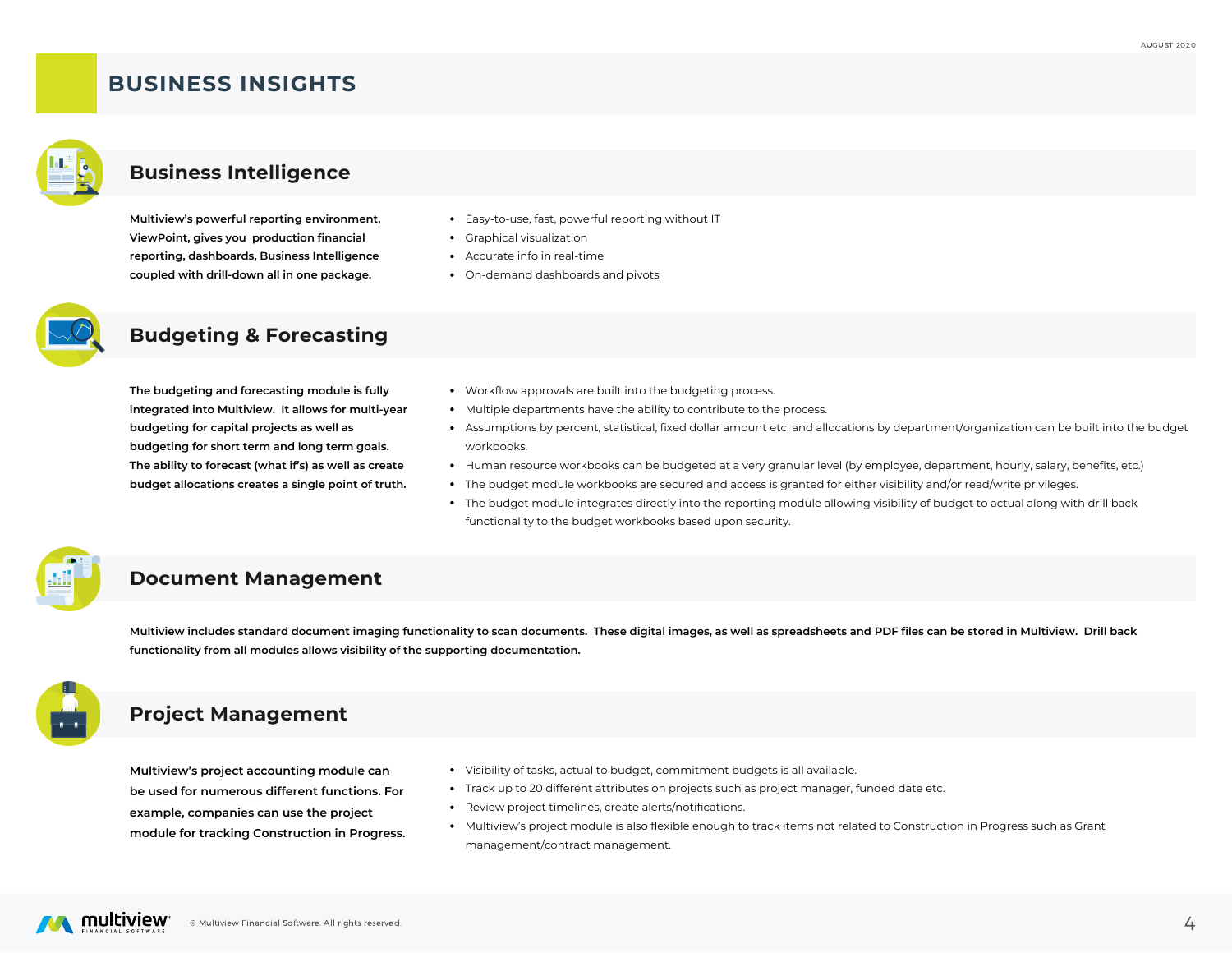# BUSINESS INSIGHTS

## Business Intelligence

**Multiview's powerful reporting environment, ViewPoint, gives you production financial reporting, dashboards, Business Intelligence coupled with drill-down all in one package.**

- Easy-to-use, fast, powerful reporting without IT
- Graphical visualization
- Accurate info in real-time
- On-demand dashboards and pivots

## Budgeting & Forecasting

**The budgeting and forecasting module is fully integrated into Multiview. It allows for multi-year budgeting for capital projects as well as budgeting for short term and long term goals. The ability to forecast (what if's) as well as create budget allocations creates a single point of truth.**

- Workflow approvals are built into the budgeting process.
- Multiple departments have the ability to contribute to the process.
- Assumptions by percent, statistical, fixed dollar amount etc. and allocations by department/organization can be built into the budget workbooks.
- Human resource workbooks can be budgeted at a very granular level (by employee, department, hourly, salary, benefits, etc.)
- The budget module workbooks are secured and access is granted for either visibility and/or read/write privileges.
- The budget module integrates directly into the reporting module allowing visibility of budget to actual along with drill back functionality to the budget workbooks based upon security.

## Document Management

**Multiview includes standard document imaging functionality to scan documents. These digital images, as well as spreadsheets and PDF files can be stored in Multiview. Drill back functionality from all modules allows visibility of the supporting documentation.**

## Project Management

**Multiview's project accounting module can be used for numerous different functions. For example, companies can use the project module for tracking Construction in Progress.**

- Visibility of tasks, actual to budget, commitment budgets is all available.
- Track up to 20 different attributes on projects such as project manager, funded date etc.
- Review project timelines, create alerts/notifications.
- Multiview's project module is also flexible enough to track items not related to Construction in Progress such as Grant management/contract management.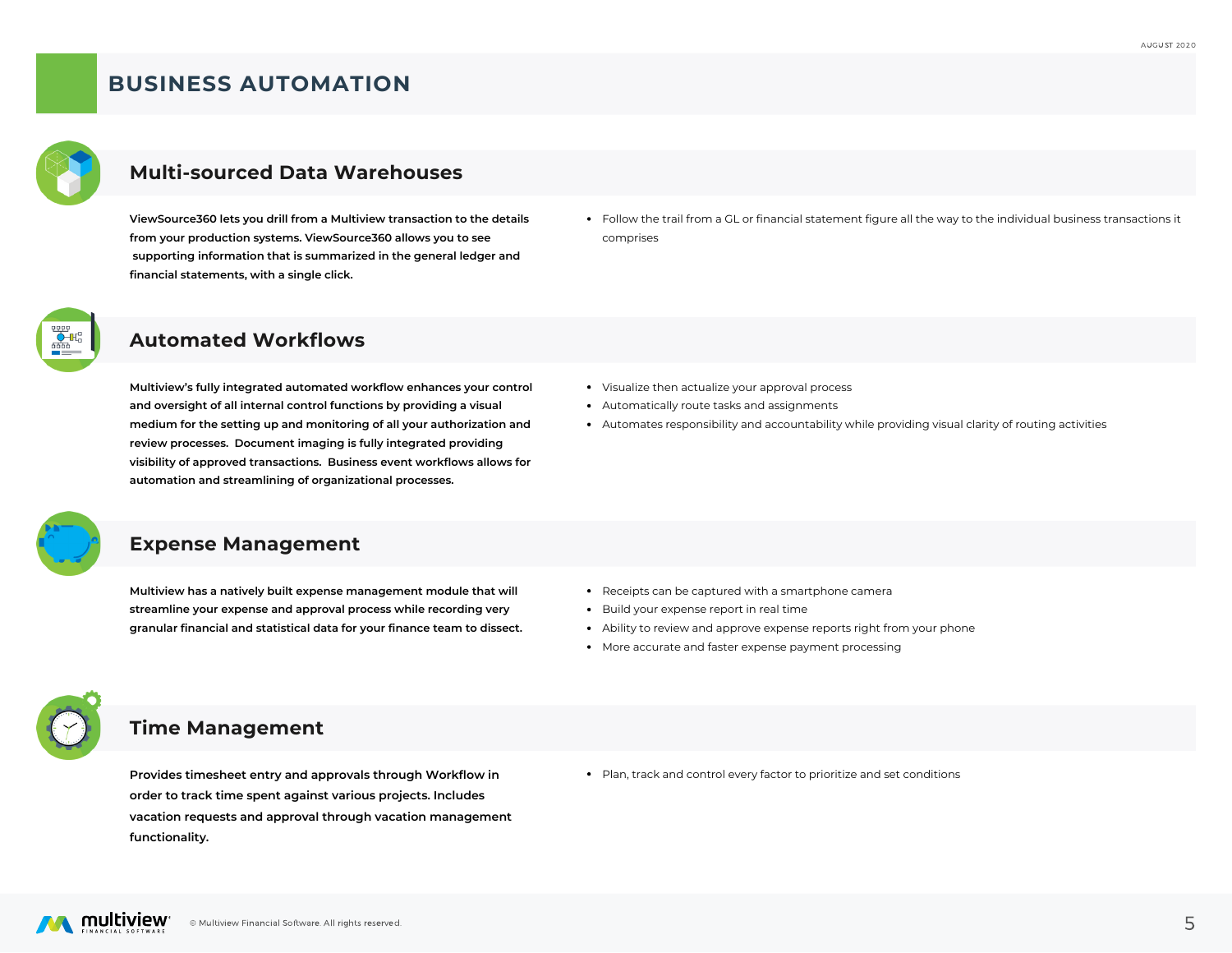# BUSINESS AUTOMATION

## Multi-sourced Data Warehouses

**ViewSource360 lets you drill from a Multiview transaction to the details from your production systems. ViewSource360 allows you to see supporting information that is summarized in the general ledger and financial statements, with a single click.**

- Follow the trail from a GL or financial statement figure all the way to the individual business transactions it comprises

## Automated Workflows

**Multiview's fully integrated automated workflow enhances your control and oversight of all internal control functions by providing a visual medium for the setting up and monitoring of all your authorization and review processes. Document imaging is fully integrated providing visibility of approved transactions. Business event workflows allows for automation and streamlining of organizational processes.**

- Visualize then actualize your approval process
- Automatically route tasks and assignments
- Automates responsibility and accountability while providing visual clarity of routing activities

## Expense Management

**Multiview has a natively built expense management module that will streamline your expense and approval process while recording very granular financial and statistical data for your finance team to dissect.**

- Receipts can be captured with a smartphone camera
- Build your expense report in real time
- Ability to review and approve expense reports right from your phone
- More accurate and faster expense payment processing

## Time Management

**Provides timesheet entry and approvals through Workflow in order to track time spent against various projects. Includes vacation requests and approval through vacation management functionality.**

- Plan, track and control every factor to prioritize and set conditions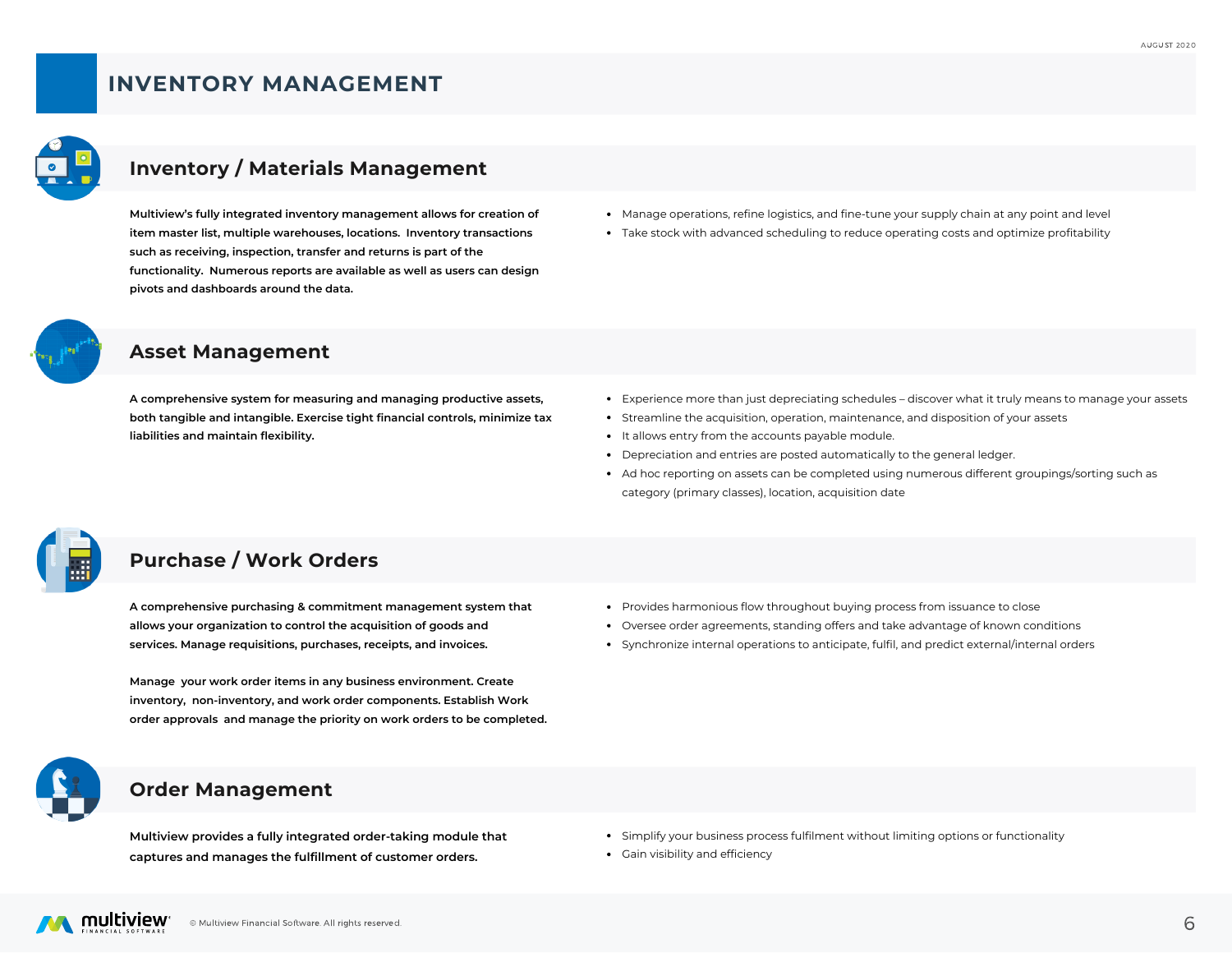# INVENTORY MANAGEMENT

## Inventory / Materials Management

**Multiview's fully integrated inventory management allows for creation of item master list, multiple warehouses, locations. Inventory transactions such as receiving, inspection, transfer and returns is part of the functionality. Numerous reports are available as well as users can design pivots and dashboards around the data.**

- Manage operations, refine logistics, and fine-tune your supply chain at any point and level
- Take stock with advanced scheduling to reduce operating costs and optimize profitability

## Asset Management

**A comprehensive system for measuring and managing productive assets, both tangible and intangible. Exercise tight financial controls, minimize tax liabilities and maintain flexibility.**

- Experience more than just depreciating schedules – discover what it truly means to manage your assets
- Streamline the acquisition, operation, maintenance, and disposition of your assets
- It allows entry from the accounts payable module.
- Depreciation and entries are posted automatically to the general ledger.
- Ad hoc reporting on assets can be completed using numerous different groupings/sorting such as category (primary classes), location, acquisition date

## Purchase / Work Orders

**A comprehensive purchasing & commitment management system that allows your organization to control the acquisition of goods and services. Manage requisitions, purchases, receipts, and invoices.**

**Manage your work order items in any business environment. Create inventory, non-inventory, and work order components. Establish Work order approvals and manage the priority on work orders to be completed.**

- Provides harmonious flow throughout buying process from issuance to close
- Oversee order agreements, standing offers and take advantage of known conditions
- Synchronize internal operations to anticipate, fulfil, and predict external/internal orders

## Order Management

**Multiview provides a fully integrated order-taking module that captures and manages the fulfillment of customer orders.**

- Simplify your business process fulfilment without limiting options or functionality
- Gain visibility and efficiency

© Multiview Financial Software. All rights reserved.